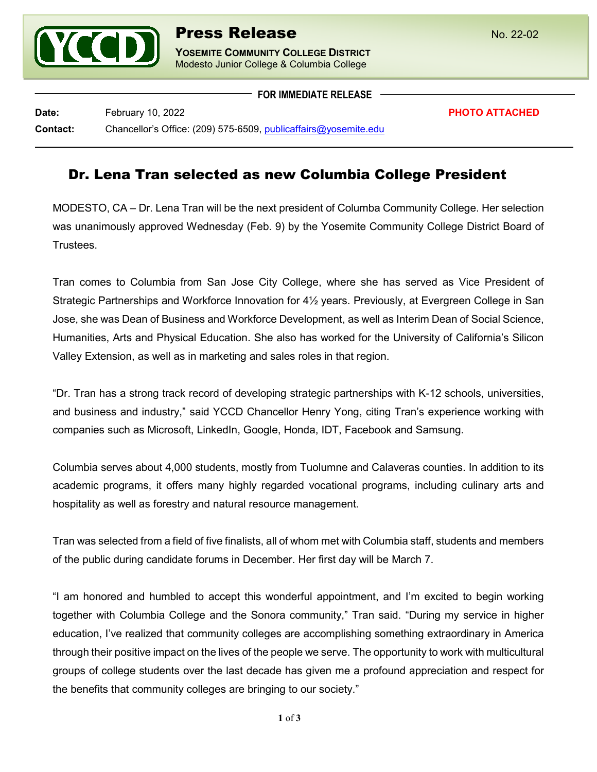**Press Release** No. 22-02

**YOSEMITE COMMUNITY COLLEGE DISTRICT**
Modesto Junior College & Columbia College

**FOR IMMEDIATE RELEASE**

**Date:** February 10, 2022 **PHOTO ATTACHED**

**Contact:** Chancellor's Office: (209) 575-6509, publicaffairs@yosemite.edu

# Dr. Lena Tran selected as new Columbia College President

MODESTO, CA – Dr. Lena Tran will be the next president of Columba Community College. Her selection was unanimously approved Wednesday (Feb. 9) by the Yosemite Community College District Board of Trustees.

Tran comes to Columbia from San Jose City College, where she has served as Vice President of Strategic Partnerships and Workforce Innovation for 4½ years. Previously, at Evergreen College in San Jose, she was Dean of Business and Workforce Development, as well as Interim Dean of Social Science, Humanities, Arts and Physical Education. She also has worked for the University of California's Silicon Valley Extension, as well as in marketing and sales roles in that region.

"Dr. Tran has a strong track record of developing strategic partnerships with K-12 schools, universities, and business and industry," said YCCD Chancellor Henry Yong, citing Tran's experience working with companies such as Microsoft, LinkedIn, Google, Honda, IDT, Facebook and Samsung.

Columbia serves about 4,000 students, mostly from Tuolumne and Calaveras counties. In addition to its academic programs, it offers many highly regarded vocational programs, including culinary arts and hospitality as well as forestry and natural resource management.

Tran was selected from a field of five finalists, all of whom met with Columbia staff, students and members of the public during candidate forums in December. Her first day will be March 7.

"I am honored and humbled to accept this wonderful appointment, and I'm excited to begin working together with Columbia College and the Sonora community," Tran said. "During my service in higher education, I've realized that community colleges are accomplishing something extraordinary in America through their positive impact on the lives of the people we serve. The opportunity to work with multicultural groups of college students over the last decade has given me a profound appreciation and respect for the benefits that community colleges are bringing to our society."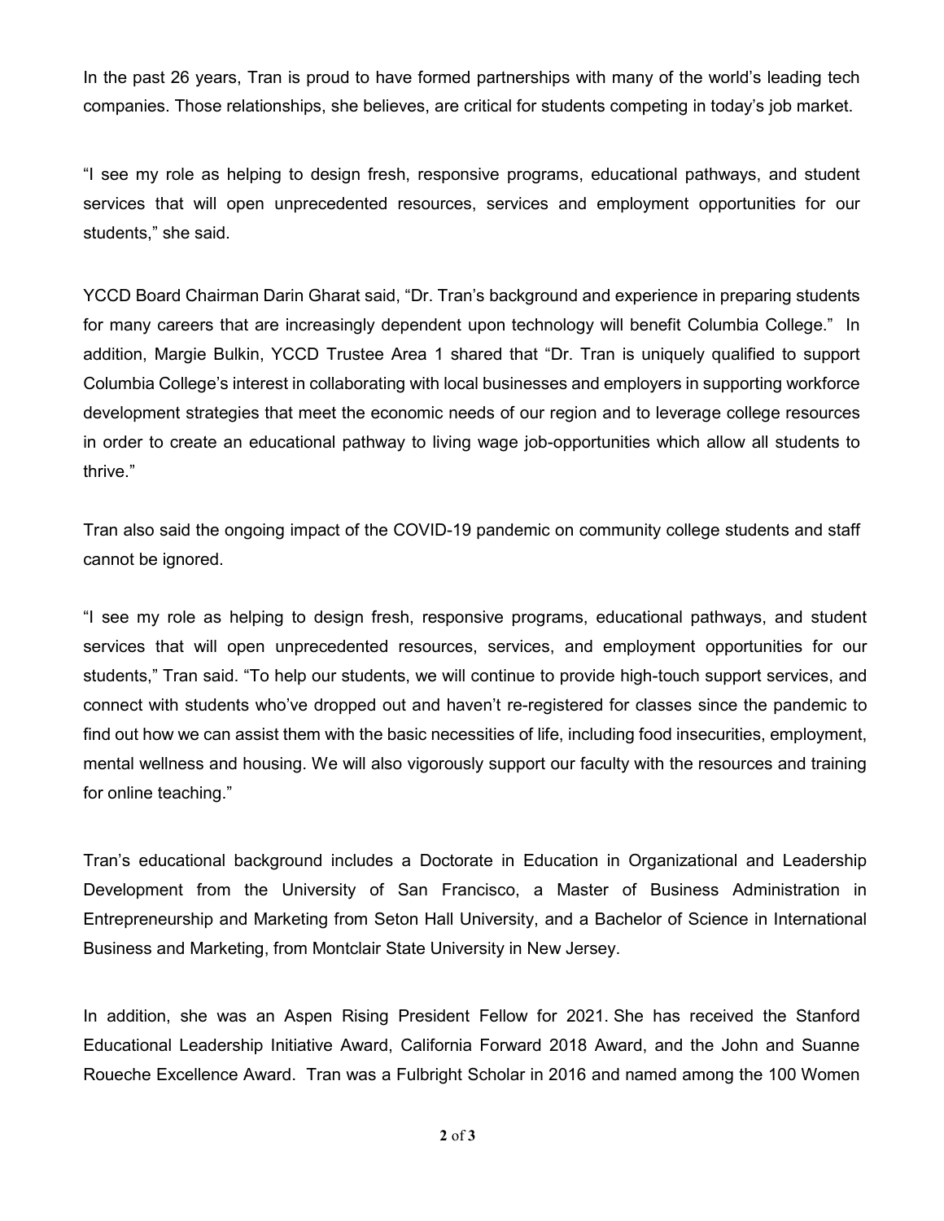In the past 26 years, Tran is proud to have formed partnerships with many of the world's leading tech companies. Those relationships, she believes, are critical for students competing in today's job market.

"I see my role as helping to design fresh, responsive programs, educational pathways, and student services that will open unprecedented resources, services and employment opportunities for our students," she said.

YCCD Board Chairman Darin Gharat said, "Dr. Tran's background and experience in preparing students for many careers that are increasingly dependent upon technology will benefit Columbia College." In addition, Margie Bulkin, YCCD Trustee Area 1 shared that "Dr. Tran is uniquely qualified to support Columbia College's interest in collaborating with local businesses and employers in supporting workforce development strategies that meet the economic needs of our region and to leverage college resources in order to create an educational pathway to living wage job-opportunities which allow all students to thrive."

Tran also said the ongoing impact of the COVID-19 pandemic on community college students and staff cannot be ignored.

"I see my role as helping to design fresh, responsive programs, educational pathways, and student services that will open unprecedented resources, services, and employment opportunities for our students," Tran said. "To help our students, we will continue to provide high-touch support services, and connect with students who've dropped out and haven't re-registered for classes since the pandemic to find out how we can assist them with the basic necessities of life, including food insecurities, employment, mental wellness and housing. We will also vigorously support our faculty with the resources and training for online teaching."

Tran's educational background includes a Doctorate in Education in Organizational and Leadership Development from the University of San Francisco, a Master of Business Administration in Entrepreneurship and Marketing from Seton Hall University, and a Bachelor of Science in International Business and Marketing, from Montclair State University in New Jersey.

In addition, she was an Aspen Rising President Fellow for 2021. She has received the Stanford Educational Leadership Initiative Award, California Forward 2018 Award, and the John and Suanne Roueche Excellence Award. Tran was a Fulbright Scholar in 2016 and named among the 100 Women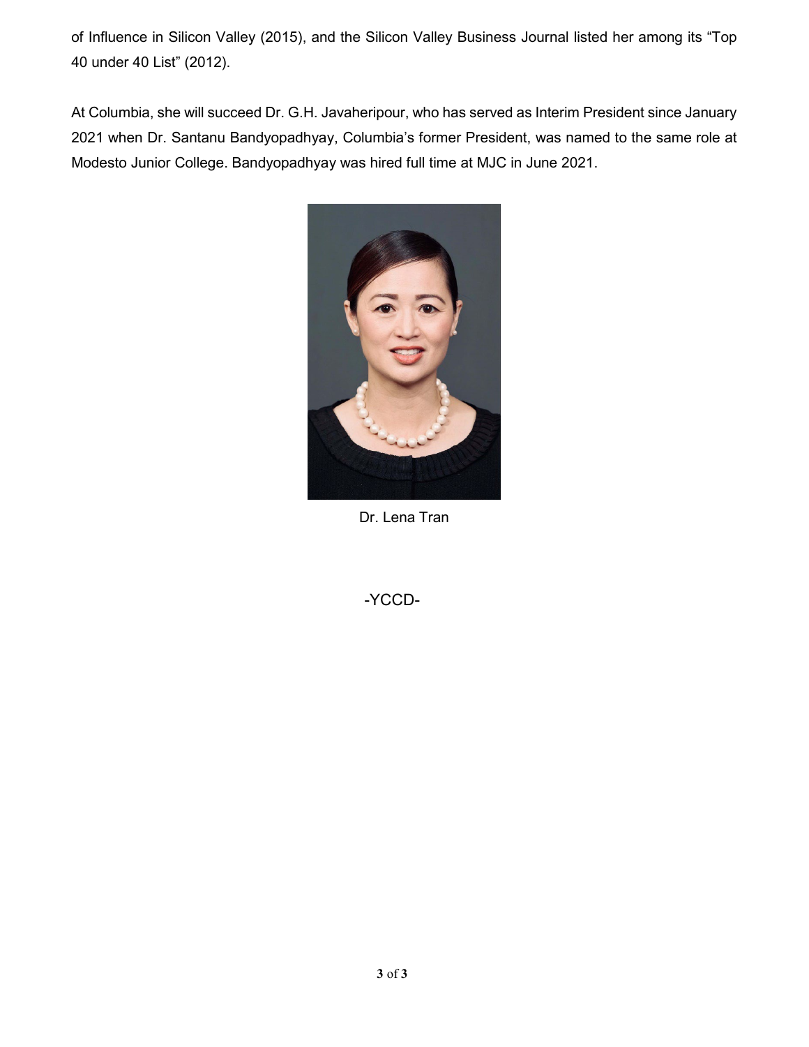of Influence in Silicon Valley (2015), and the Silicon Valley Business Journal listed her among its "Top 40 under 40 List" (2012).

At Columbia, she will succeed Dr. G.H. Javaheripour, who has served as Interim President since January 2021 when Dr. Santanu Bandyopadhyay, Columbia's former President, was named to the same role at Modesto Junior College. Bandyopadhyay was hired full time at MJC in June 2021.

Dr. Lena Tran

-YCCD-